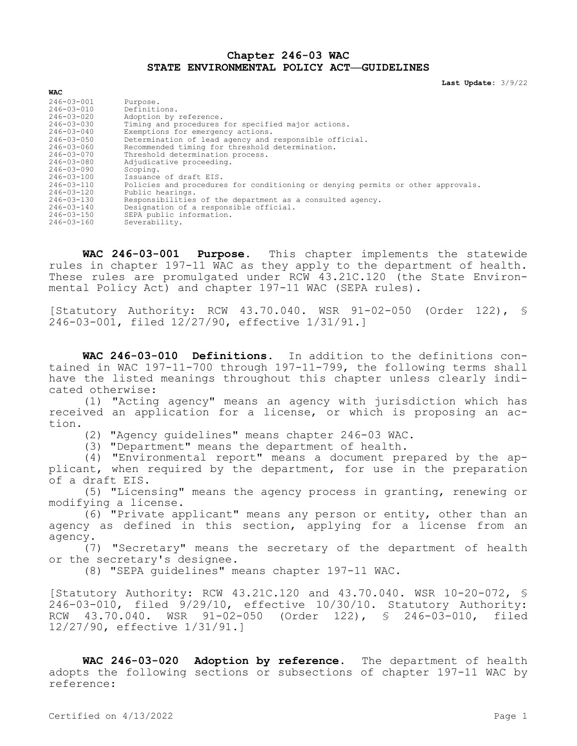# Chapter 246-03 WAC
# STATE ENVIRONMENTAL POLICY ACT—GUIDELINES

**Last Update:** 3/9/22

| WAC | |
|---|---|
| 246-03-001 | Purpose. |
| 246-03-010 | Definitions. |
| 246-03-020 | Adoption by reference. |
| 246-03-030 | Timing and procedures for specified major actions. |
| 246-03-040 | Exemptions for emergency actions. |
| 246-03-050 | Determination of lead agency and responsible official. |
| 246-03-060 | Recommended timing for threshold determination. |
| 246-03-070 | Threshold determination process. |
| 246-03-080 | Adjudicative proceeding. |
| 246-03-090 | Scoping. |
| 246-03-100 | Issuance of draft EIS. |
| 246-03-110 | Policies and procedures for conditioning or denying permits or other approvals. |
| 246-03-120 | Public hearings. |
| 246-03-130 | Responsibilities of the department as a consulted agency. |
| 246-03-140 | Designation of a responsible official. |
| 246-03-150 | SEPA public information. |
| 246-03-160 | Severability. |

**WAC 246-03-001 Purpose.** This chapter implements the statewide rules in chapter 197-11 WAC as they apply to the department of health. These rules are promulgated under RCW 43.21C.120 (the State Environmental Policy Act) and chapter 197-11 WAC (SEPA rules).

[Statutory Authority: RCW 43.70.040. WSR 91-02-050 (Order 122), § 246-03-001, filed 12/27/90, effective 1/31/91.]

**WAC 246-03-010 Definitions.** In addition to the definitions contained in WAC 197-11-700 through 197-11-799, the following terms shall have the listed meanings throughout this chapter unless clearly indicated otherwise:

(1) "Acting agency" means an agency with jurisdiction which has received an application for a license, or which is proposing an action.

(2) "Agency guidelines" means chapter 246-03 WAC.

(3) "Department" means the department of health.

(4) "Environmental report" means a document prepared by the applicant, when required by the department, for use in the preparation of a draft EIS.

(5) "Licensing" means the agency process in granting, renewing or modifying a license.

(6) "Private applicant" means any person or entity, other than an agency as defined in this section, applying for a license from an agency.

(7) "Secretary" means the secretary of the department of health or the secretary's designee.

(8) "SEPA guidelines" means chapter 197-11 WAC.

[Statutory Authority: RCW 43.21C.120 and 43.70.040. WSR 10-20-072, § 246-03-010, filed 9/29/10, effective 10/30/10. Statutory Authority: RCW 43.70.040. WSR 91-02-050 (Order 122), § 246-03-010, filed 12/27/90, effective 1/31/91.]

**WAC 246-03-020 Adoption by reference.** The department of health adopts the following sections or subsections of chapter 197-11 WAC by reference: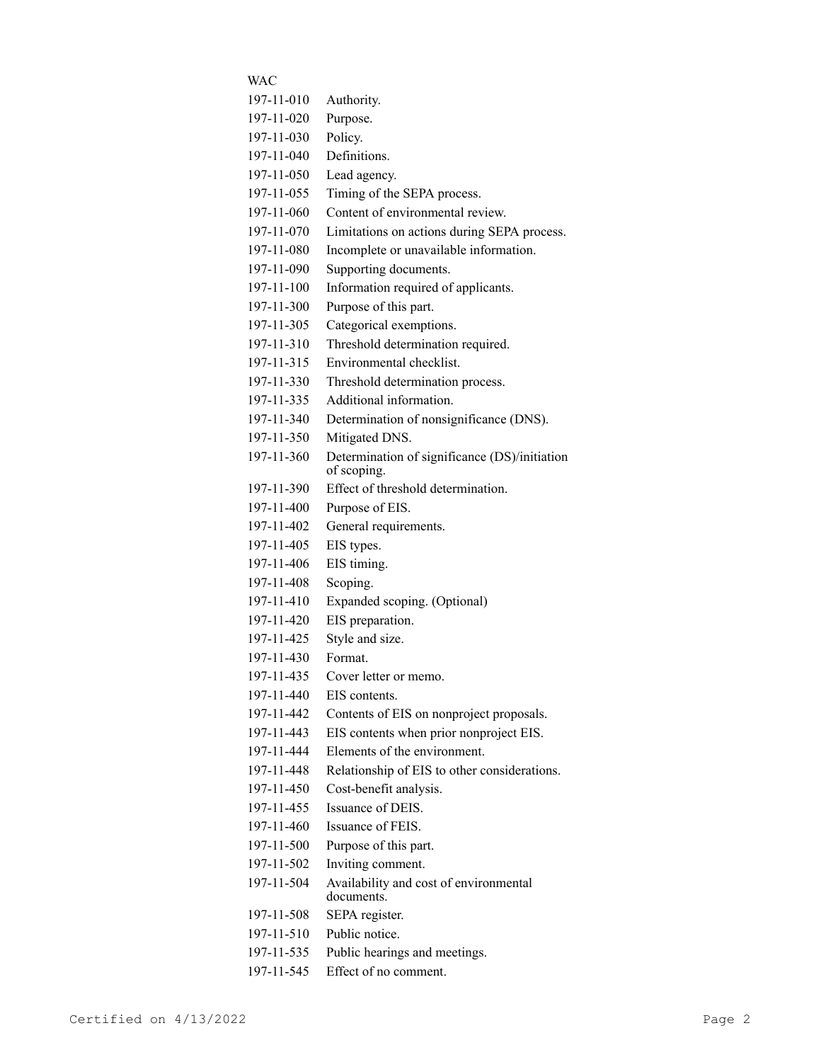| WAC | |
|---|---|
| 197-11-010 | Authority. |
| 197-11-020 | Purpose. |
| 197-11-030 | Policy. |
| 197-11-040 | Definitions. |
| 197-11-050 | Lead agency. |
| 197-11-055 | Timing of the SEPA process. |
| 197-11-060 | Content of environmental review. |
| 197-11-070 | Limitations on actions during SEPA process. |
| 197-11-080 | Incomplete or unavailable information. |
| 197-11-090 | Supporting documents. |
| 197-11-100 | Information required of applicants. |
| 197-11-300 | Purpose of this part. |
| 197-11-305 | Categorical exemptions. |
| 197-11-310 | Threshold determination required. |
| 197-11-315 | Environmental checklist. |
| 197-11-330 | Threshold determination process. |
| 197-11-335 | Additional information. |
| 197-11-340 | Determination of nonsignificance (DNS). |
| 197-11-350 | Mitigated DNS. |
| 197-11-360 | Determination of significance (DS)/initiation of scoping. |
| 197-11-390 | Effect of threshold determination. |
| 197-11-400 | Purpose of EIS. |
| 197-11-402 | General requirements. |
| 197-11-405 | EIS types. |
| 197-11-406 | EIS timing. |
| 197-11-408 | Scoping. |
| 197-11-410 | Expanded scoping. (Optional) |
| 197-11-420 | EIS preparation. |
| 197-11-425 | Style and size. |
| 197-11-430 | Format. |
| 197-11-435 | Cover letter or memo. |
| 197-11-440 | EIS contents. |
| 197-11-442 | Contents of EIS on nonproject proposals. |
| 197-11-443 | EIS contents when prior nonproject EIS. |
| 197-11-444 | Elements of the environment. |
| 197-11-448 | Relationship of EIS to other considerations. |
| 197-11-450 | Cost-benefit analysis. |
| 197-11-455 | Issuance of DEIS. |
| 197-11-460 | Issuance of FEIS. |
| 197-11-500 | Purpose of this part. |
| 197-11-502 | Inviting comment. |
| 197-11-504 | Availability and cost of environmental documents. |
| 197-11-508 | SEPA register. |
| 197-11-510 | Public notice. |
| 197-11-535 | Public hearings and meetings. |
| 197-11-545 | Effect of no comment. |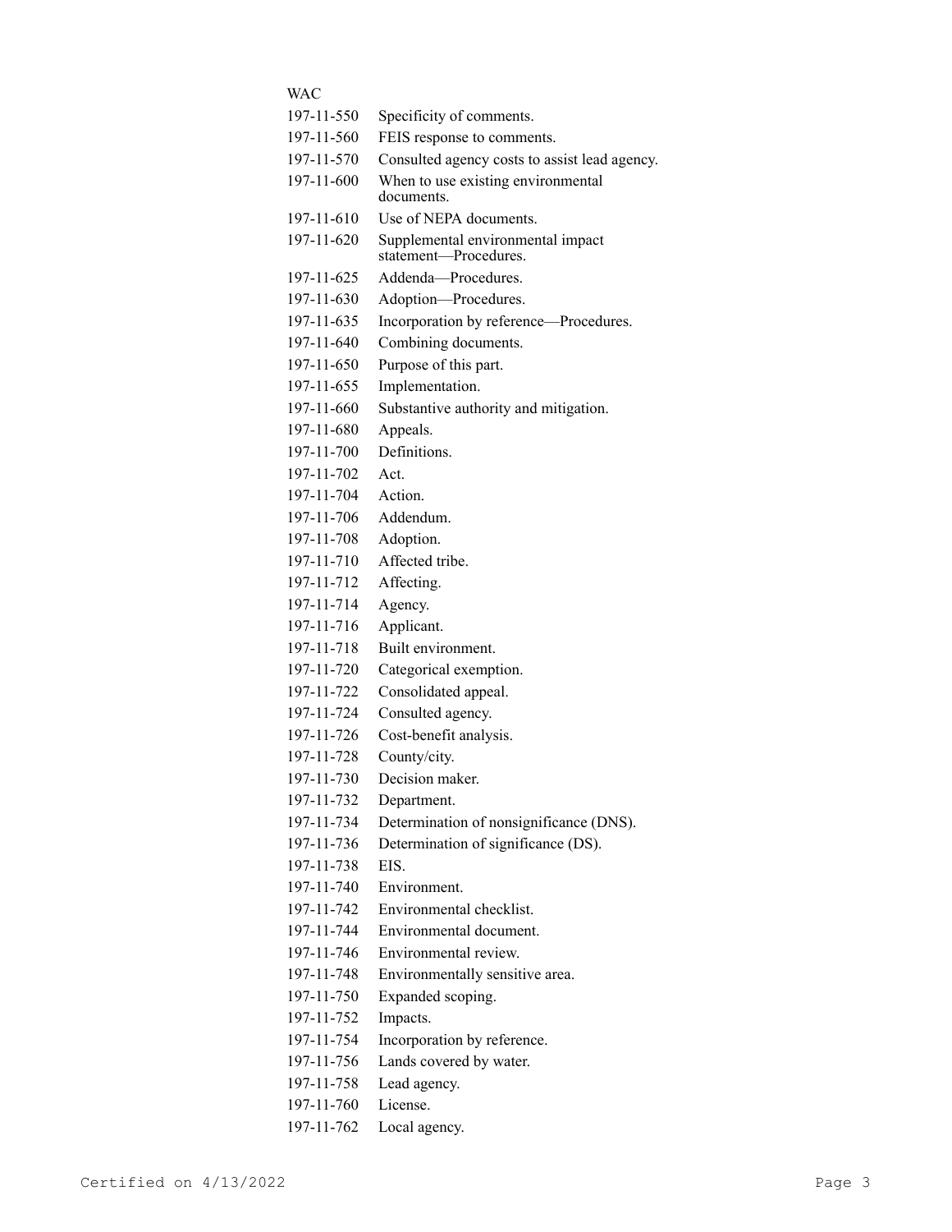| WAC | |
|---|---|
| 197-11-550 | Specificity of comments. |
| 197-11-560 | FEIS response to comments. |
| 197-11-570 | Consulted agency costs to assist lead agency. |
| 197-11-600 | When to use existing environmental documents. |
| 197-11-610 | Use of NEPA documents. |
| 197-11-620 | Supplemental environmental impact statement—Procedures. |
| 197-11-625 | Addenda—Procedures. |
| 197-11-630 | Adoption—Procedures. |
| 197-11-635 | Incorporation by reference—Procedures. |
| 197-11-640 | Combining documents. |
| 197-11-650 | Purpose of this part. |
| 197-11-655 | Implementation. |
| 197-11-660 | Substantive authority and mitigation. |
| 197-11-680 | Appeals. |
| 197-11-700 | Definitions. |
| 197-11-702 | Act. |
| 197-11-704 | Action. |
| 197-11-706 | Addendum. |
| 197-11-708 | Adoption. |
| 197-11-710 | Affected tribe. |
| 197-11-712 | Affecting. |
| 197-11-714 | Agency. |
| 197-11-716 | Applicant. |
| 197-11-718 | Built environment. |
| 197-11-720 | Categorical exemption. |
| 197-11-722 | Consolidated appeal. |
| 197-11-724 | Consulted agency. |
| 197-11-726 | Cost-benefit analysis. |
| 197-11-728 | County/city. |
| 197-11-730 | Decision maker. |
| 197-11-732 | Department. |
| 197-11-734 | Determination of nonsignificance (DNS). |
| 197-11-736 | Determination of significance (DS). |
| 197-11-738 | EIS. |
| 197-11-740 | Environment. |
| 197-11-742 | Environmental checklist. |
| 197-11-744 | Environmental document. |
| 197-11-746 | Environmental review. |
| 197-11-748 | Environmentally sensitive area. |
| 197-11-750 | Expanded scoping. |
| 197-11-752 | Impacts. |
| 197-11-754 | Incorporation by reference. |
| 197-11-756 | Lands covered by water. |
| 197-11-758 | Lead agency. |
| 197-11-760 | License. |
| 197-11-762 | Local agency. |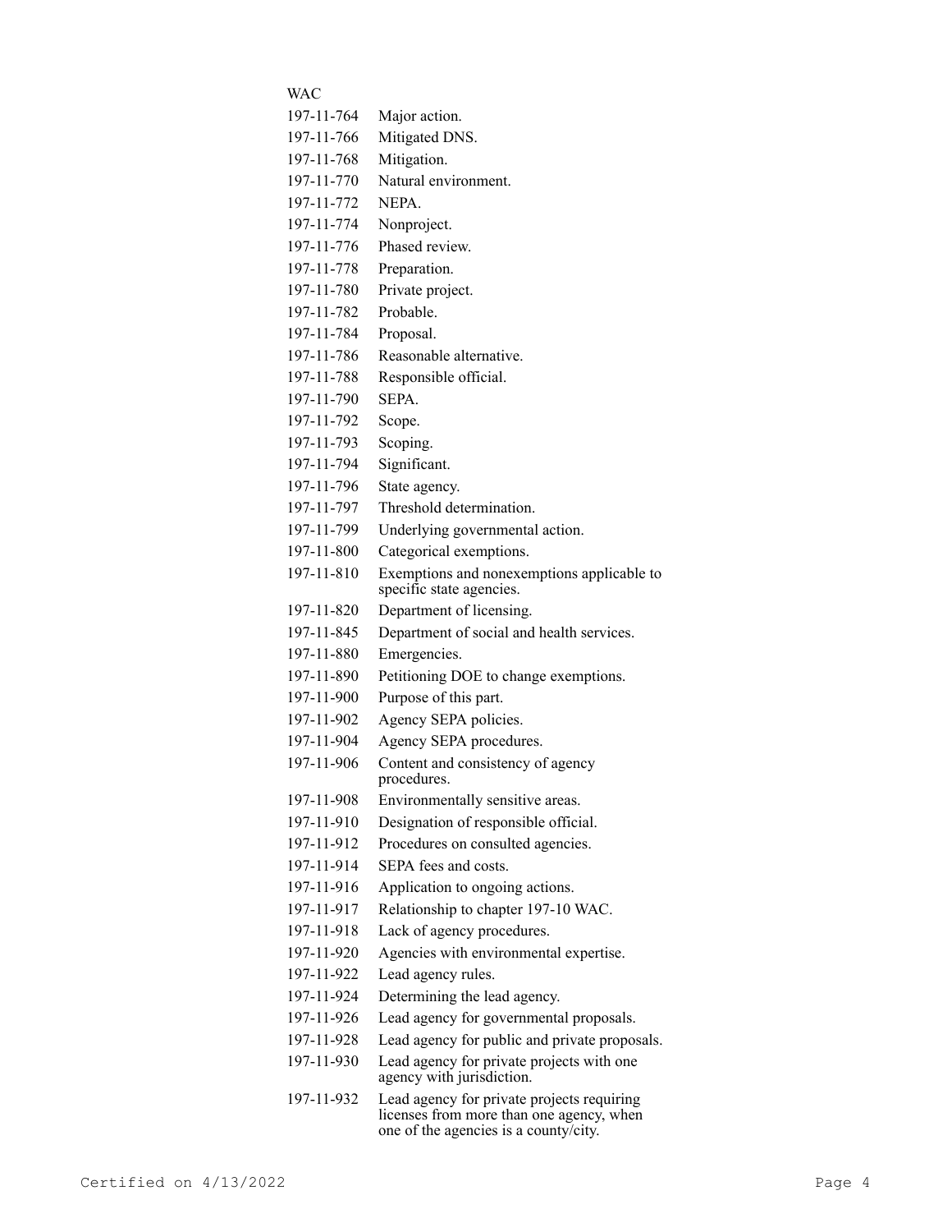| WAC | |
|---|---|
| 197-11-764 | Major action. |
| 197-11-766 | Mitigated DNS. |
| 197-11-768 | Mitigation. |
| 197-11-770 | Natural environment. |
| 197-11-772 | NEPA. |
| 197-11-774 | Nonproject. |
| 197-11-776 | Phased review. |
| 197-11-778 | Preparation. |
| 197-11-780 | Private project. |
| 197-11-782 | Probable. |
| 197-11-784 | Proposal. |
| 197-11-786 | Reasonable alternative. |
| 197-11-788 | Responsible official. |
| 197-11-790 | SEPA. |
| 197-11-792 | Scope. |
| 197-11-793 | Scoping. |
| 197-11-794 | Significant. |
| 197-11-796 | State agency. |
| 197-11-797 | Threshold determination. |
| 197-11-799 | Underlying governmental action. |
| 197-11-800 | Categorical exemptions. |
| 197-11-810 | Exemptions and nonexemptions applicable to specific state agencies. |
| 197-11-820 | Department of licensing. |
| 197-11-845 | Department of social and health services. |
| 197-11-880 | Emergencies. |
| 197-11-890 | Petitioning DOE to change exemptions. |
| 197-11-900 | Purpose of this part. |
| 197-11-902 | Agency SEPA policies. |
| 197-11-904 | Agency SEPA procedures. |
| 197-11-906 | Content and consistency of agency procedures. |
| 197-11-908 | Environmentally sensitive areas. |
| 197-11-910 | Designation of responsible official. |
| 197-11-912 | Procedures on consulted agencies. |
| 197-11-914 | SEPA fees and costs. |
| 197-11-916 | Application to ongoing actions. |
| 197-11-917 | Relationship to chapter 197-10 WAC. |
| 197-11-918 | Lack of agency procedures. |
| 197-11-920 | Agencies with environmental expertise. |
| 197-11-922 | Lead agency rules. |
| 197-11-924 | Determining the lead agency. |
| 197-11-926 | Lead agency for governmental proposals. |
| 197-11-928 | Lead agency for public and private proposals. |
| 197-11-930 | Lead agency for private projects with one agency with jurisdiction. |
| 197-11-932 | Lead agency for private projects requiring licenses from more than one agency, when one of the agencies is a county/city. |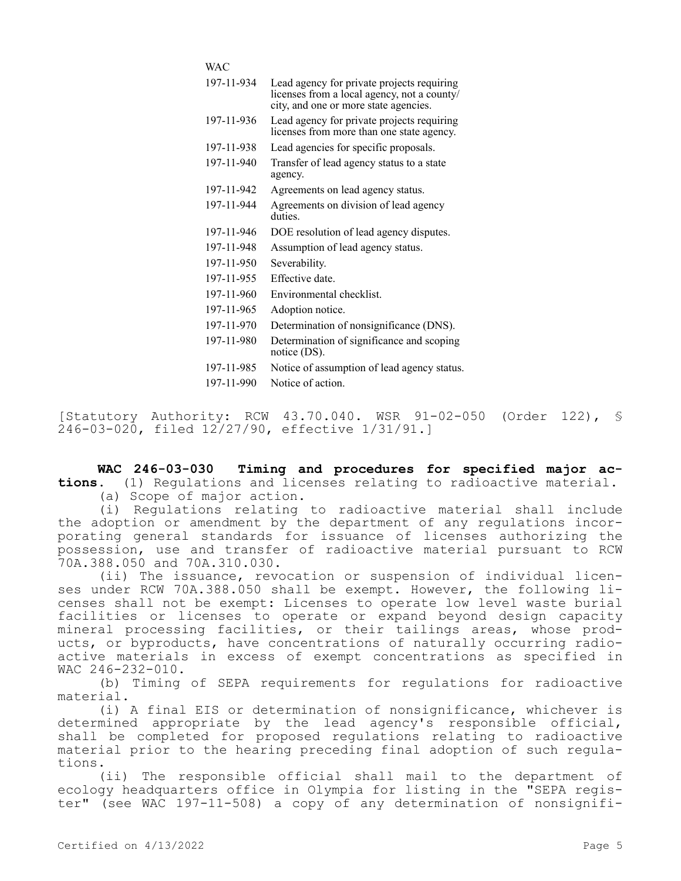| WAC | |
|---|---|
| 197-11-934 | Lead agency for private projects requiring licenses from a local agency, not a county/city, and one or more state agencies. |
| 197-11-936 | Lead agency for private projects requiring licenses from more than one state agency. |
| 197-11-938 | Lead agencies for specific proposals. |
| 197-11-940 | Transfer of lead agency status to a state agency. |
| 197-11-942 | Agreements on lead agency status. |
| 197-11-944 | Agreements on division of lead agency duties. |
| 197-11-946 | DOE resolution of lead agency disputes. |
| 197-11-948 | Assumption of lead agency status. |
| 197-11-950 | Severability. |
| 197-11-955 | Effective date. |
| 197-11-960 | Environmental checklist. |
| 197-11-965 | Adoption notice. |
| 197-11-970 | Determination of nonsignificance (DNS). |
| 197-11-980 | Determination of significance and scoping notice (DS). |
| 197-11-985 | Notice of assumption of lead agency status. |
| 197-11-990 | Notice of action. |

[Statutory Authority: RCW 43.70.040. WSR 91-02-050 (Order 122), § 246-03-020, filed 12/27/90, effective 1/31/91.]

**WAC 246-03-030 Timing and procedures for specified major actions.** (1) Regulations and licenses relating to radioactive material.

(a) Scope of major action.

(i) Regulations relating to radioactive material shall include the adoption or amendment by the department of any regulations incorporating general standards for issuance of licenses authorizing the possession, use and transfer of radioactive material pursuant to RCW 70A.388.050 and 70A.310.030.

(ii) The issuance, revocation or suspension of individual licenses under RCW 70A.388.050 shall be exempt. However, the following licenses shall not be exempt: Licenses to operate low level waste burial facilities or licenses to operate or expand beyond design capacity mineral processing facilities, or their tailings areas, whose products, or byproducts, have concentrations of naturally occurring radioactive materials in excess of exempt concentrations as specified in WAC 246-232-010.

(b) Timing of SEPA requirements for regulations for radioactive material.

(i) A final EIS or determination of nonsignificance, whichever is determined appropriate by the lead agency's responsible official, shall be completed for proposed regulations relating to radioactive material prior to the hearing preceding final adoption of such regulations.

(ii) The responsible official shall mail to the department of ecology headquarters office in Olympia for listing in the "SEPA register" (see WAC 197-11-508) a copy of any determination of nonsignifi-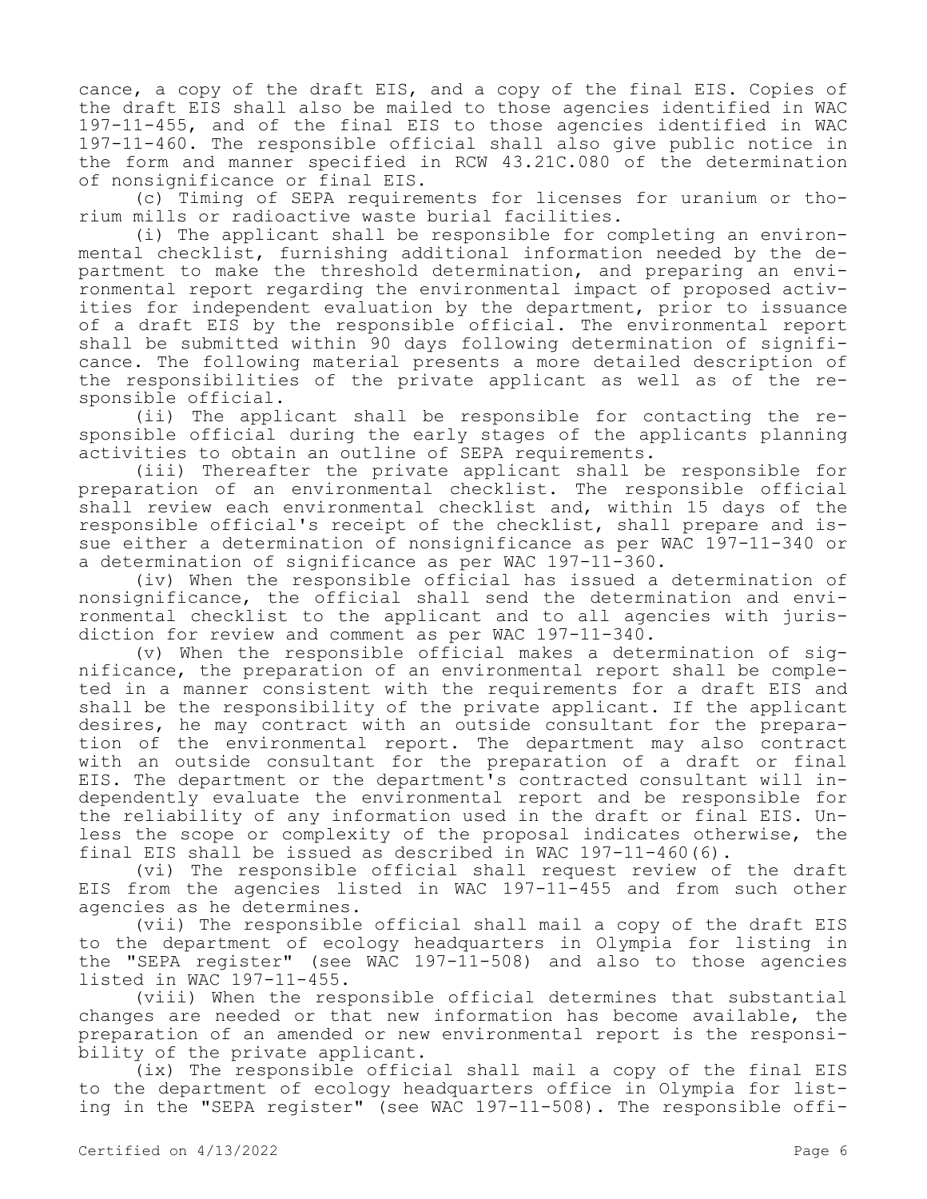cance, a copy of the draft EIS, and a copy of the final EIS. Copies of the draft EIS shall also be mailed to those agencies identified in WAC 197-11-455, and of the final EIS to those agencies identified in WAC 197-11-460. The responsible official shall also give public notice in the form and manner specified in RCW 43.21C.080 of the determination of nonsignificance or final EIS.

(c) Timing of SEPA requirements for licenses for uranium or thorium mills or radioactive waste burial facilities.

(i) The applicant shall be responsible for completing an environmental checklist, furnishing additional information needed by the department to make the threshold determination, and preparing an environmental report regarding the environmental impact of proposed activities for independent evaluation by the department, prior to issuance of a draft EIS by the responsible official. The environmental report shall be submitted within 90 days following determination of significance. The following material presents a more detailed description of the responsibilities of the private applicant as well as of the responsible official.

(ii) The applicant shall be responsible for contacting the responsible official during the early stages of the applicants planning activities to obtain an outline of SEPA requirements.

(iii) Thereafter the private applicant shall be responsible for preparation of an environmental checklist. The responsible official shall review each environmental checklist and, within 15 days of the responsible official's receipt of the checklist, shall prepare and issue either a determination of nonsignificance as per WAC 197-11-340 or a determination of significance as per WAC 197-11-360.

(iv) When the responsible official has issued a determination of nonsignificance, the official shall send the determination and environmental checklist to the applicant and to all agencies with jurisdiction for review and comment as per WAC 197-11-340.

(v) When the responsible official makes a determination of significance, the preparation of an environmental report shall be completed in a manner consistent with the requirements for a draft EIS and shall be the responsibility of the private applicant. If the applicant desires, he may contract with an outside consultant for the preparation of the environmental report. The department may also contract with an outside consultant for the preparation of a draft or final EIS. The department or the department's contracted consultant will independently evaluate the environmental report and be responsible for the reliability of any information used in the draft or final EIS. Unless the scope or complexity of the proposal indicates otherwise, the final EIS shall be issued as described in WAC 197-11-460(6).

(vi) The responsible official shall request review of the draft EIS from the agencies listed in WAC 197-11-455 and from such other agencies as he determines.

(vii) The responsible official shall mail a copy of the draft EIS to the department of ecology headquarters in Olympia for listing in the "SEPA register" (see WAC 197-11-508) and also to those agencies listed in WAC 197-11-455.

(viii) When the responsible official determines that substantial changes are needed or that new information has become available, the preparation of an amended or new environmental report is the responsibility of the private applicant.

(ix) The responsible official shall mail a copy of the final EIS to the department of ecology headquarters office in Olympia for listing in the "SEPA register" (see WAC 197-11-508). The responsible offi-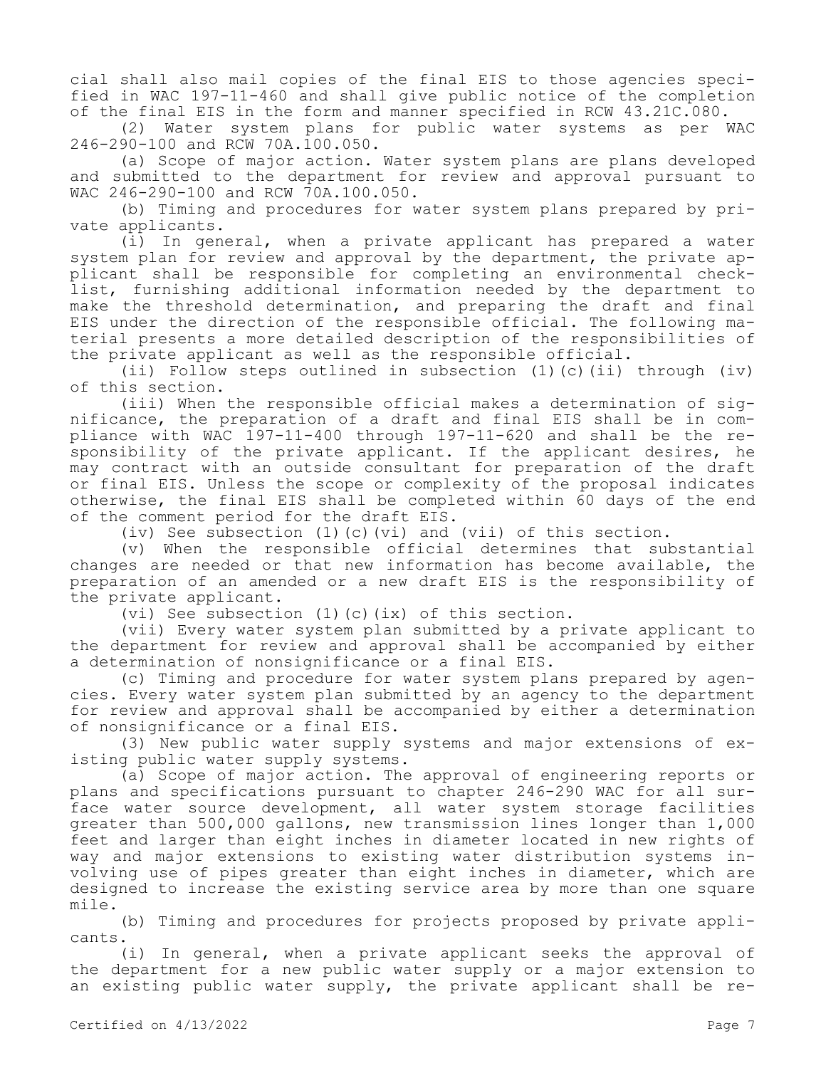cial shall also mail copies of the final EIS to those agencies specified in WAC 197-11-460 and shall give public notice of the completion of the final EIS in the form and manner specified in RCW 43.21C.080.

(2) Water system plans for public water systems as per WAC 246-290-100 and RCW 70A.100.050.

(a) Scope of major action. Water system plans are plans developed and submitted to the department for review and approval pursuant to WAC 246-290-100 and RCW 70A.100.050.

(b) Timing and procedures for water system plans prepared by private applicants.

(i) In general, when a private applicant has prepared a water system plan for review and approval by the department, the private applicant shall be responsible for completing an environmental checklist, furnishing additional information needed by the department to make the threshold determination, and preparing the draft and final EIS under the direction of the responsible official. The following material presents a more detailed description of the responsibilities of the private applicant as well as the responsible official.

(ii) Follow steps outlined in subsection (1)(c)(ii) through (iv) of this section.

(iii) When the responsible official makes a determination of significance, the preparation of a draft and final EIS shall be in compliance with WAC 197-11-400 through 197-11-620 and shall be the responsibility of the private applicant. If the applicant desires, he may contract with an outside consultant for preparation of the draft or final EIS. Unless the scope or complexity of the proposal indicates otherwise, the final EIS shall be completed within 60 days of the end of the comment period for the draft EIS.

(iv) See subsection (1)(c)(vi) and (vii) of this section.

(v) When the responsible official determines that substantial changes are needed or that new information has become available, the preparation of an amended or a new draft EIS is the responsibility of the private applicant.

(vi) See subsection (1)(c)(ix) of this section.

(vii) Every water system plan submitted by a private applicant to the department for review and approval shall be accompanied by either a determination of nonsignificance or a final EIS.

(c) Timing and procedure for water system plans prepared by agencies. Every water system plan submitted by an agency to the department for review and approval shall be accompanied by either a determination of nonsignificance or a final EIS.

(3) New public water supply systems and major extensions of existing public water supply systems.

(a) Scope of major action. The approval of engineering reports or plans and specifications pursuant to chapter 246-290 WAC for all surface water source development, all water system storage facilities greater than 500,000 gallons, new transmission lines longer than 1,000 feet and larger than eight inches in diameter located in new rights of way and major extensions to existing water distribution systems involving use of pipes greater than eight inches in diameter, which are designed to increase the existing service area by more than one square mile.

(b) Timing and procedures for projects proposed by private applicants.

(i) In general, when a private applicant seeks the approval of the department for a new public water supply or a major extension to an existing public water supply, the private applicant shall be re-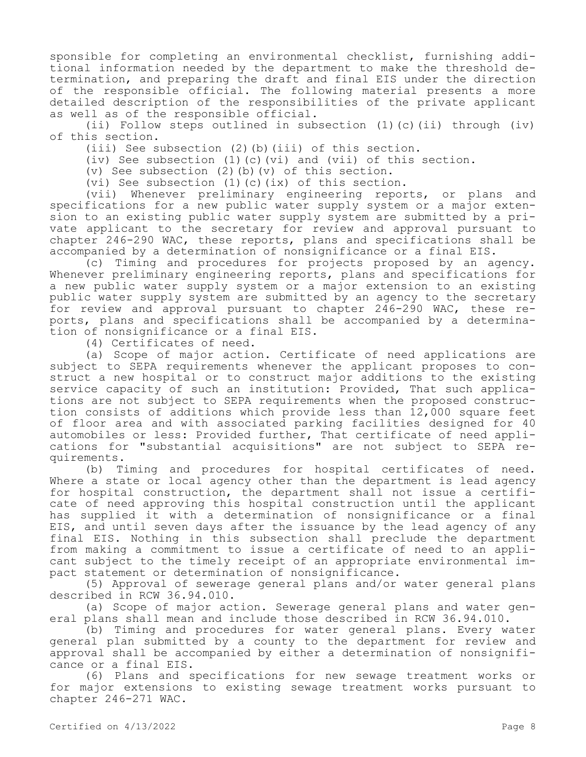sponsible for completing an environmental checklist, furnishing additional information needed by the department to make the threshold determination, and preparing the draft and final EIS under the direction of the responsible official. The following material presents a more detailed description of the responsibilities of the private applicant as well as of the responsible official.

(ii) Follow steps outlined in subsection (1)(c)(ii) through (iv) of this section.

(iii) See subsection (2)(b)(iii) of this section.

(iv) See subsection (1)(c)(vi) and (vii) of this section.

(v) See subsection (2)(b)(v) of this section.

(vi) See subsection (1)(c)(ix) of this section.

(vii) Whenever preliminary engineering reports, or plans and specifications for a new public water supply system or a major extension to an existing public water supply system are submitted by a private applicant to the secretary for review and approval pursuant to chapter 246-290 WAC, these reports, plans and specifications shall be accompanied by a determination of nonsignificance or a final EIS.

(c) Timing and procedures for projects proposed by an agency. Whenever preliminary engineering reports, plans and specifications for a new public water supply system or a major extension to an existing public water supply system are submitted by an agency to the secretary for review and approval pursuant to chapter 246-290 WAC, these reports, plans and specifications shall be accompanied by a determination of nonsignificance or a final EIS.

(4) Certificates of need.

(a) Scope of major action. Certificate of need applications are subject to SEPA requirements whenever the applicant proposes to construct a new hospital or to construct major additions to the existing service capacity of such an institution: Provided, That such applications are not subject to SEPA requirements when the proposed construction consists of additions which provide less than 12,000 square feet of floor area and with associated parking facilities designed for 40 automobiles or less: Provided further, That certificate of need applications for "substantial acquisitions" are not subject to SEPA requirements.

(b) Timing and procedures for hospital certificates of need. Where a state or local agency other than the department is lead agency for hospital construction, the department shall not issue a certificate of need approving this hospital construction until the applicant has supplied it with a determination of nonsignificance or a final EIS, and until seven days after the issuance by the lead agency of any final EIS. Nothing in this subsection shall preclude the department from making a commitment to issue a certificate of need to an applicant subject to the timely receipt of an appropriate environmental impact statement or determination of nonsignificance.

(5) Approval of sewerage general plans and/or water general plans described in RCW 36.94.010.

(a) Scope of major action. Sewerage general plans and water general plans shall mean and include those described in RCW 36.94.010.

(b) Timing and procedures for water general plans. Every water general plan submitted by a county to the department for review and approval shall be accompanied by either a determination of nonsignificance or a final EIS.

(6) Plans and specifications for new sewage treatment works or for major extensions to existing sewage treatment works pursuant to chapter 246-271 WAC.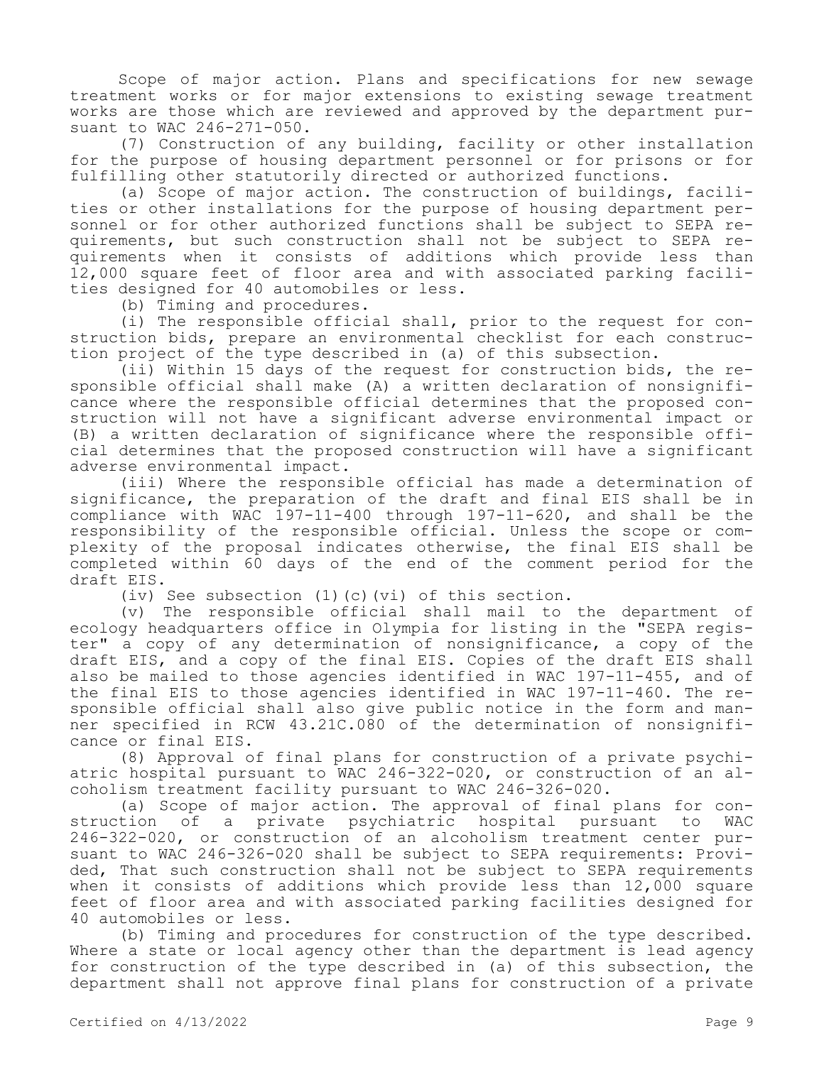Scope of major action. Plans and specifications for new sewage treatment works or for major extensions to existing sewage treatment works are those which are reviewed and approved by the department pursuant to WAC 246-271-050.

(7) Construction of any building, facility or other installation for the purpose of housing department personnel or for prisons or for fulfilling other statutorily directed or authorized functions.

(a) Scope of major action. The construction of buildings, facilities or other installations for the purpose of housing department personnel or for other authorized functions shall be subject to SEPA requirements, but such construction shall not be subject to SEPA requirements when it consists of additions which provide less than 12,000 square feet of floor area and with associated parking facilities designed for 40 automobiles or less.

(b) Timing and procedures.

(i) The responsible official shall, prior to the request for construction bids, prepare an environmental checklist for each construction project of the type described in (a) of this subsection.

(ii) Within 15 days of the request for construction bids, the responsible official shall make (A) a written declaration of nonsignificance where the responsible official determines that the proposed construction will not have a significant adverse environmental impact or (B) a written declaration of significance where the responsible official determines that the proposed construction will have a significant adverse environmental impact.

(iii) Where the responsible official has made a determination of significance, the preparation of the draft and final EIS shall be in compliance with WAC 197-11-400 through 197-11-620, and shall be the responsibility of the responsible official. Unless the scope or complexity of the proposal indicates otherwise, the final EIS shall be completed within 60 days of the end of the comment period for the draft EIS.

(iv) See subsection (1)(c)(vi) of this section.

(v) The responsible official shall mail to the department of ecology headquarters office in Olympia for listing in the "SEPA register" a copy of any determination of nonsignificance, a copy of the draft EIS, and a copy of the final EIS. Copies of the draft EIS shall also be mailed to those agencies identified in WAC 197-11-455, and of the final EIS to those agencies identified in WAC 197-11-460. The responsible official shall also give public notice in the form and manner specified in RCW 43.21C.080 of the determination of nonsignificance or final EIS.

(8) Approval of final plans for construction of a private psychiatric hospital pursuant to WAC 246-322-020, or construction of an alcoholism treatment facility pursuant to WAC 246-326-020.

(a) Scope of major action. The approval of final plans for construction of a private psychiatric hospital pursuant to WAC 246-322-020, or construction of an alcoholism treatment center pursuant to WAC 246-326-020 shall be subject to SEPA requirements: Provided, That such construction shall not be subject to SEPA requirements when it consists of additions which provide less than 12,000 square feet of floor area and with associated parking facilities designed for 40 automobiles or less.

(b) Timing and procedures for construction of the type described. Where a state or local agency other than the department is lead agency for construction of the type described in (a) of this subsection, the department shall not approve final plans for construction of a private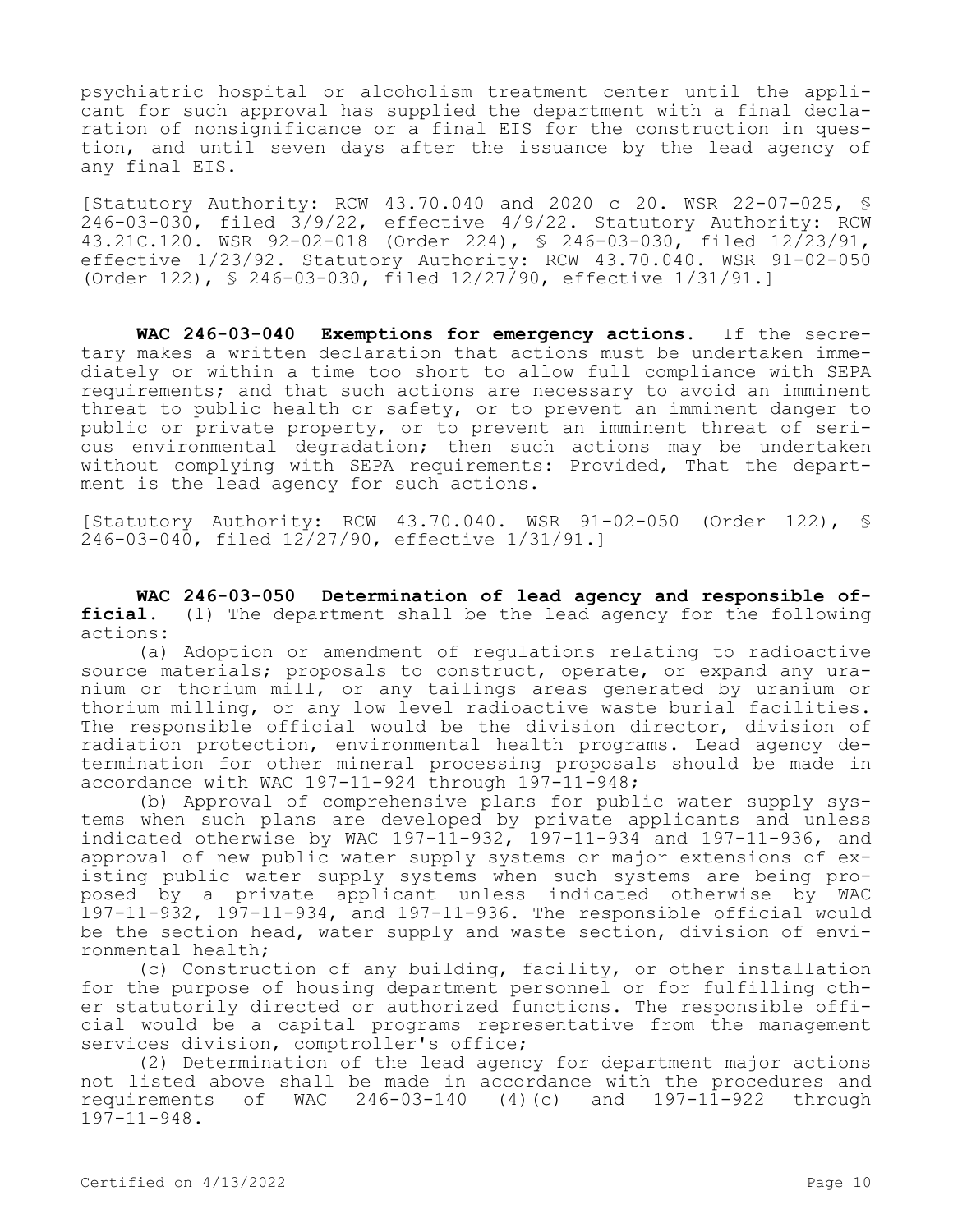psychiatric hospital or alcoholism treatment center until the applicant for such approval has supplied the department with a final declaration of nonsignificance or a final EIS for the construction in question, and until seven days after the issuance by the lead agency of any final EIS.

[Statutory Authority: RCW 43.70.040 and 2020 c 20. WSR 22-07-025, § 246-03-030, filed 3/9/22, effective 4/9/22. Statutory Authority: RCW 43.21C.120. WSR 92-02-018 (Order 224), § 246-03-030, filed 12/23/91, effective 1/23/92. Statutory Authority: RCW 43.70.040. WSR 91-02-050 (Order 122), § 246-03-030, filed 12/27/90, effective 1/31/91.]

**WAC 246-03-040 Exemptions for emergency actions.** If the secretary makes a written declaration that actions must be undertaken immediately or within a time too short to allow full compliance with SEPA requirements; and that such actions are necessary to avoid an imminent threat to public health or safety, or to prevent an imminent danger to public or private property, or to prevent an imminent threat of serious environmental degradation; then such actions may be undertaken without complying with SEPA requirements: Provided, That the department is the lead agency for such actions.

[Statutory Authority: RCW 43.70.040. WSR 91-02-050 (Order 122), § 246-03-040, filed 12/27/90, effective 1/31/91.]

**WAC 246-03-050 Determination of lead agency and responsible official.** (1) The department shall be the lead agency for the following actions:

(a) Adoption or amendment of regulations relating to radioactive source materials; proposals to construct, operate, or expand any uranium or thorium mill, or any tailings areas generated by uranium or thorium milling, or any low level radioactive waste burial facilities. The responsible official would be the division director, division of radiation protection, environmental health programs. Lead agency determination for other mineral processing proposals should be made in accordance with WAC 197-11-924 through 197-11-948;

(b) Approval of comprehensive plans for public water supply systems when such plans are developed by private applicants and unless indicated otherwise by WAC 197-11-932, 197-11-934 and 197-11-936, and approval of new public water supply systems or major extensions of existing public water supply systems when such systems are being proposed by a private applicant unless indicated otherwise by WAC 197-11-932, 197-11-934, and 197-11-936. The responsible official would be the section head, water supply and waste section, division of environmental health;

(c) Construction of any building, facility, or other installation for the purpose of housing department personnel or for fulfilling other statutorily directed or authorized functions. The responsible official would be a capital programs representative from the management services division, comptroller's office;

(2) Determination of the lead agency for department major actions not listed above shall be made in accordance with the procedures and requirements of WAC 246-03-140 (4)(c) and 197-11-922 through 197-11-948.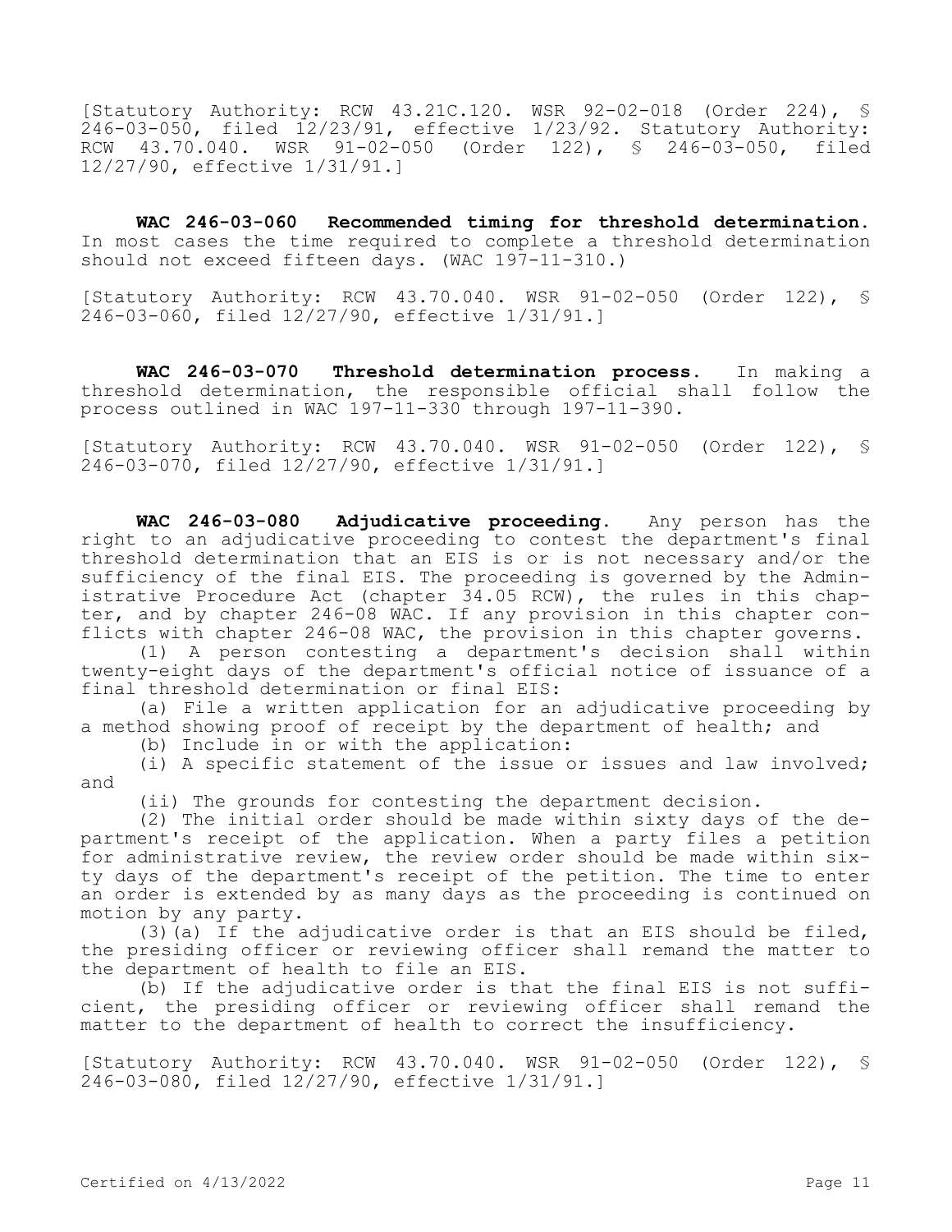[Statutory Authority: RCW 43.21C.120. WSR 92-02-018 (Order 224), § 246-03-050, filed 12/23/91, effective 1/23/92. Statutory Authority: RCW 43.70.040. WSR 91-02-050 (Order 122), § 246-03-050, filed 12/27/90, effective 1/31/91.]

**WAC 246-03-060 Recommended timing for threshold determination.** In most cases the time required to complete a threshold determination should not exceed fifteen days. (WAC 197-11-310.)

[Statutory Authority: RCW 43.70.040. WSR 91-02-050 (Order 122), § 246-03-060, filed 12/27/90, effective 1/31/91.]

**WAC 246-03-070 Threshold determination process.** In making a threshold determination, the responsible official shall follow the process outlined in WAC 197-11-330 through 197-11-390.

[Statutory Authority: RCW 43.70.040. WSR 91-02-050 (Order 122), § 246-03-070, filed 12/27/90, effective 1/31/91.]

**WAC 246-03-080 Adjudicative proceeding.** Any person has the right to an adjudicative proceeding to contest the department's final threshold determination that an EIS is or is not necessary and/or the sufficiency of the final EIS. The proceeding is governed by the Administrative Procedure Act (chapter 34.05 RCW), the rules in this chapter, and by chapter 246-08 WAC. If any provision in this chapter conflicts with chapter 246-08 WAC, the provision in this chapter governs.

(1) A person contesting a department's decision shall within twenty-eight days of the department's official notice of issuance of a final threshold determination or final EIS:

(a) File a written application for an adjudicative proceeding by a method showing proof of receipt by the department of health; and

(b) Include in or with the application:

(i) A specific statement of the issue or issues and law involved; and

(ii) The grounds for contesting the department decision.

(2) The initial order should be made within sixty days of the department's receipt of the application. When a party files a petition for administrative review, the review order should be made within sixty days of the department's receipt of the petition. The time to enter an order is extended by as many days as the proceeding is continued on motion by any party.

(3)(a) If the adjudicative order is that an EIS should be filed, the presiding officer or reviewing officer shall remand the matter to the department of health to file an EIS.

(b) If the adjudicative order is that the final EIS is not sufficient, the presiding officer or reviewing officer shall remand the matter to the department of health to correct the insufficiency.

[Statutory Authority: RCW 43.70.040. WSR 91-02-050 (Order 122), § 246-03-080, filed 12/27/90, effective 1/31/91.]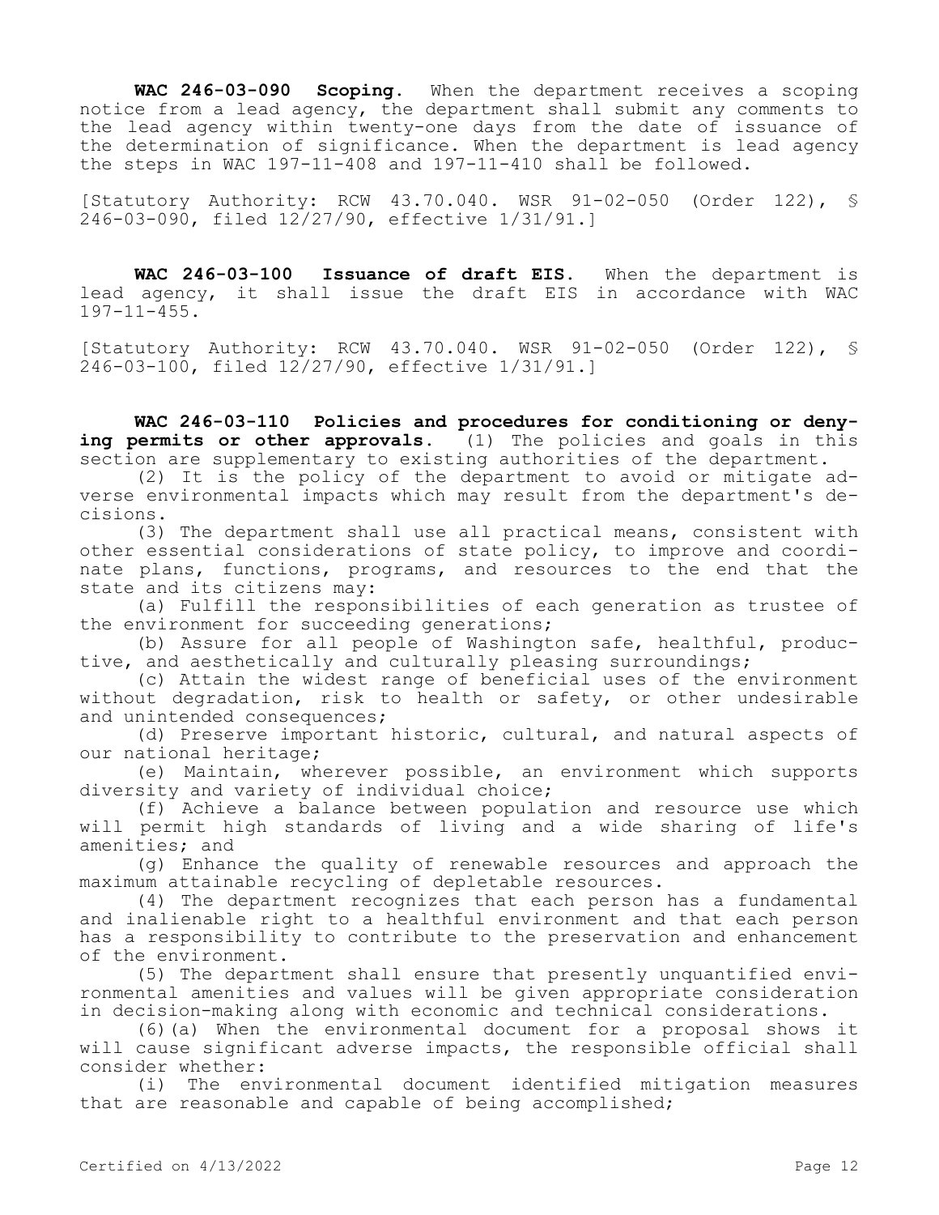**WAC 246-03-090 Scoping.** When the department receives a scoping notice from a lead agency, the department shall submit any comments to the lead agency within twenty-one days from the date of issuance of the determination of significance. When the department is lead agency the steps in WAC 197-11-408 and 197-11-410 shall be followed.

[Statutory Authority: RCW 43.70.040. WSR 91-02-050 (Order 122), § 246-03-090, filed 12/27/90, effective 1/31/91.]

**WAC 246-03-100 Issuance of draft EIS.** When the department is lead agency, it shall issue the draft EIS in accordance with WAC 197-11-455.

[Statutory Authority: RCW 43.70.040. WSR 91-02-050 (Order 122), § 246-03-100, filed 12/27/90, effective 1/31/91.]

**WAC 246-03-110 Policies and procedures for conditioning or denying permits or other approvals.** (1) The policies and goals in this section are supplementary to existing authorities of the department.

(2) It is the policy of the department to avoid or mitigate adverse environmental impacts which may result from the department's decisions.

(3) The department shall use all practical means, consistent with other essential considerations of state policy, to improve and coordinate plans, functions, programs, and resources to the end that the state and its citizens may:

(a) Fulfill the responsibilities of each generation as trustee of the environment for succeeding generations;

(b) Assure for all people of Washington safe, healthful, productive, and aesthetically and culturally pleasing surroundings;

(c) Attain the widest range of beneficial uses of the environment without degradation, risk to health or safety, or other undesirable and unintended consequences;

(d) Preserve important historic, cultural, and natural aspects of our national heritage;

(e) Maintain, wherever possible, an environment which supports diversity and variety of individual choice;

(f) Achieve a balance between population and resource use which will permit high standards of living and a wide sharing of life's amenities; and

(g) Enhance the quality of renewable resources and approach the maximum attainable recycling of depletable resources.

(4) The department recognizes that each person has a fundamental and inalienable right to a healthful environment and that each person has a responsibility to contribute to the preservation and enhancement of the environment.

(5) The department shall ensure that presently unquantified environmental amenities and values will be given appropriate consideration in decision-making along with economic and technical considerations.

(6)(a) When the environmental document for a proposal shows it will cause significant adverse impacts, the responsible official shall consider whether:

(i) The environmental document identified mitigation measures that are reasonable and capable of being accomplished;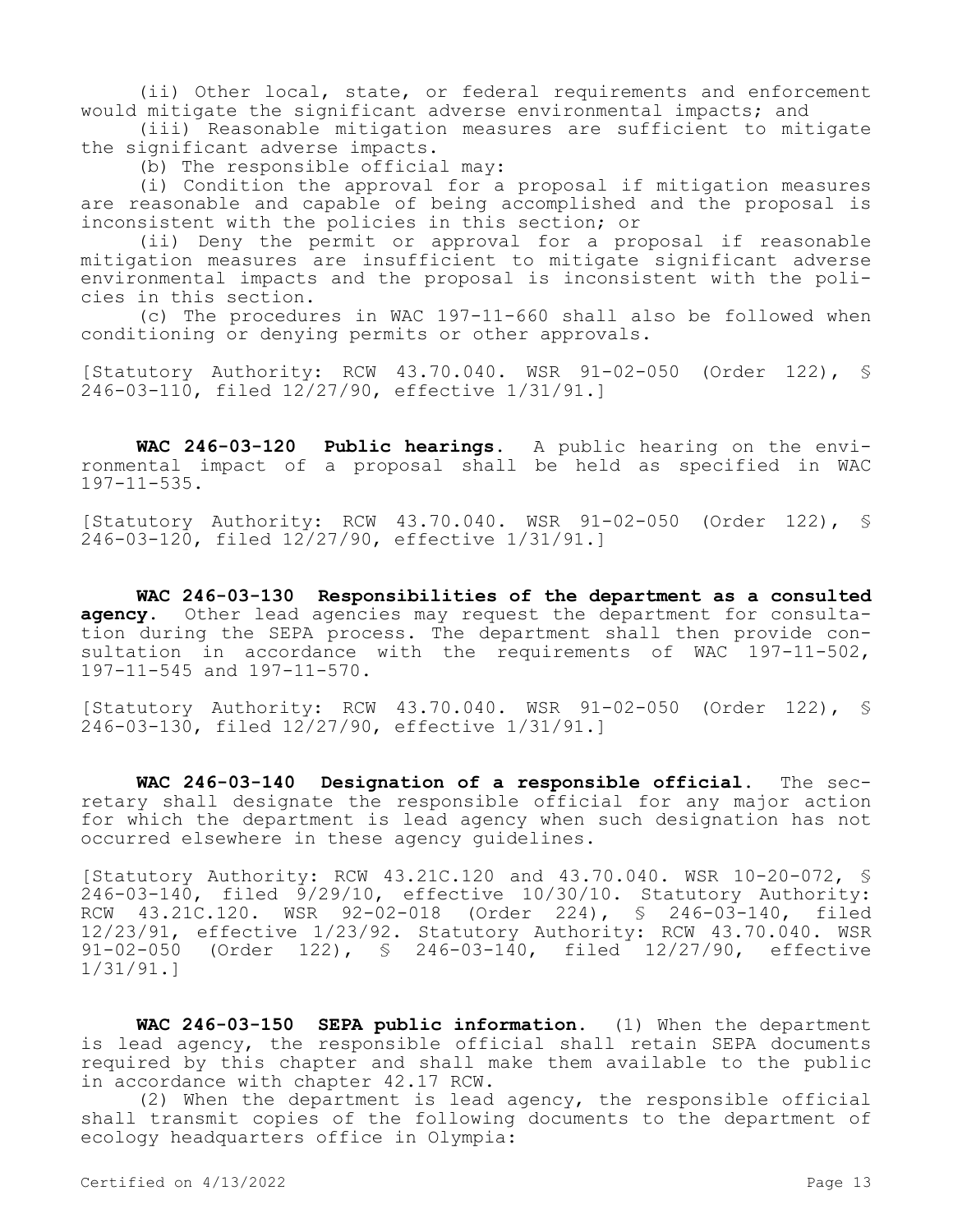(ii) Other local, state, or federal requirements and enforcement would mitigate the significant adverse environmental impacts; and

(iii) Reasonable mitigation measures are sufficient to mitigate the significant adverse impacts.

(b) The responsible official may:

(i) Condition the approval for a proposal if mitigation measures are reasonable and capable of being accomplished and the proposal is inconsistent with the policies in this section; or

(ii) Deny the permit or approval for a proposal if reasonable mitigation measures are insufficient to mitigate significant adverse environmental impacts and the proposal is inconsistent with the policies in this section.

(c) The procedures in WAC 197-11-660 shall also be followed when conditioning or denying permits or other approvals.

[Statutory Authority: RCW 43.70.040. WSR 91-02-050 (Order 122), § 246-03-110, filed 12/27/90, effective 1/31/91.]

**WAC 246-03-120 Public hearings.** A public hearing on the environmental impact of a proposal shall be held as specified in WAC 197-11-535.

[Statutory Authority: RCW 43.70.040. WSR 91-02-050 (Order 122), § 246-03-120, filed 12/27/90, effective 1/31/91.]

**WAC 246-03-130 Responsibilities of the department as a consulted agency.** Other lead agencies may request the department for consultation during the SEPA process. The department shall then provide consultation in accordance with the requirements of WAC 197-11-502, 197-11-545 and 197-11-570.

[Statutory Authority: RCW 43.70.040. WSR 91-02-050 (Order 122), § 246-03-130, filed 12/27/90, effective 1/31/91.]

**WAC 246-03-140 Designation of a responsible official.** The secretary shall designate the responsible official for any major action for which the department is lead agency when such designation has not occurred elsewhere in these agency guidelines.

[Statutory Authority: RCW 43.21C.120 and 43.70.040. WSR 10-20-072, § 246-03-140, filed 9/29/10, effective 10/30/10. Statutory Authority: RCW 43.21C.120. WSR 92-02-018 (Order 224), § 246-03-140, filed 12/23/91, effective 1/23/92. Statutory Authority: RCW 43.70.040. WSR 91-02-050 (Order 122), § 246-03-140, filed 12/27/90, effective 1/31/91.]

**WAC 246-03-150 SEPA public information.** (1) When the department is lead agency, the responsible official shall retain SEPA documents required by this chapter and shall make them available to the public in accordance with chapter 42.17 RCW.

(2) When the department is lead agency, the responsible official shall transmit copies of the following documents to the department of ecology headquarters office in Olympia: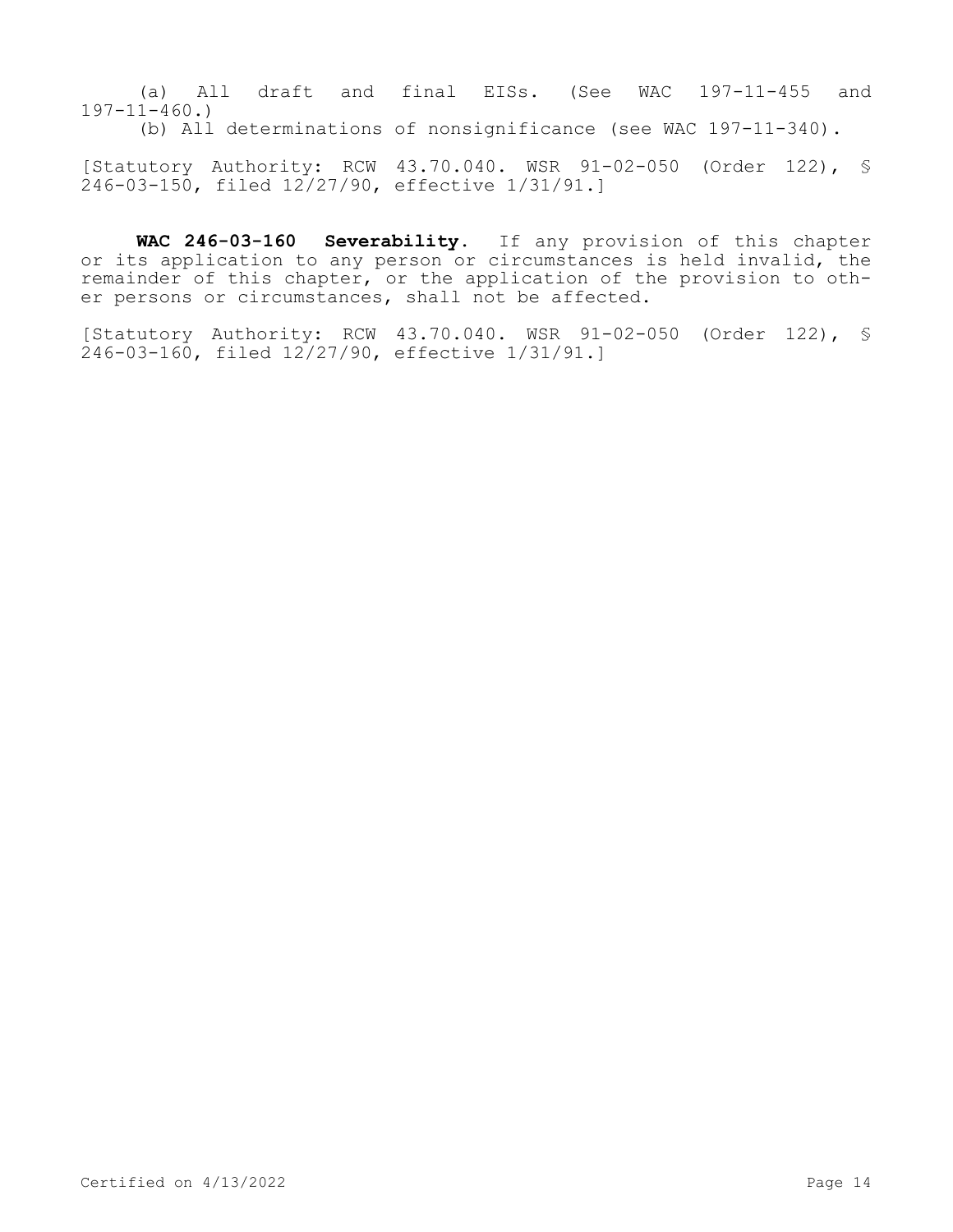(a) All draft and final EISs. (See WAC 197-11-455 and 197-11-460.)

(b) All determinations of nonsignificance (see WAC 197-11-340).

[Statutory Authority: RCW 43.70.040. WSR 91-02-050 (Order 122), § 246-03-150, filed 12/27/90, effective 1/31/91.]

**WAC 246-03-160 Severability.** If any provision of this chapter or its application to any person or circumstances is held invalid, the remainder of this chapter, or the application of the provision to other persons or circumstances, shall not be affected.

[Statutory Authority: RCW 43.70.040. WSR 91-02-050 (Order 122), § 246-03-160, filed 12/27/90, effective 1/31/91.]